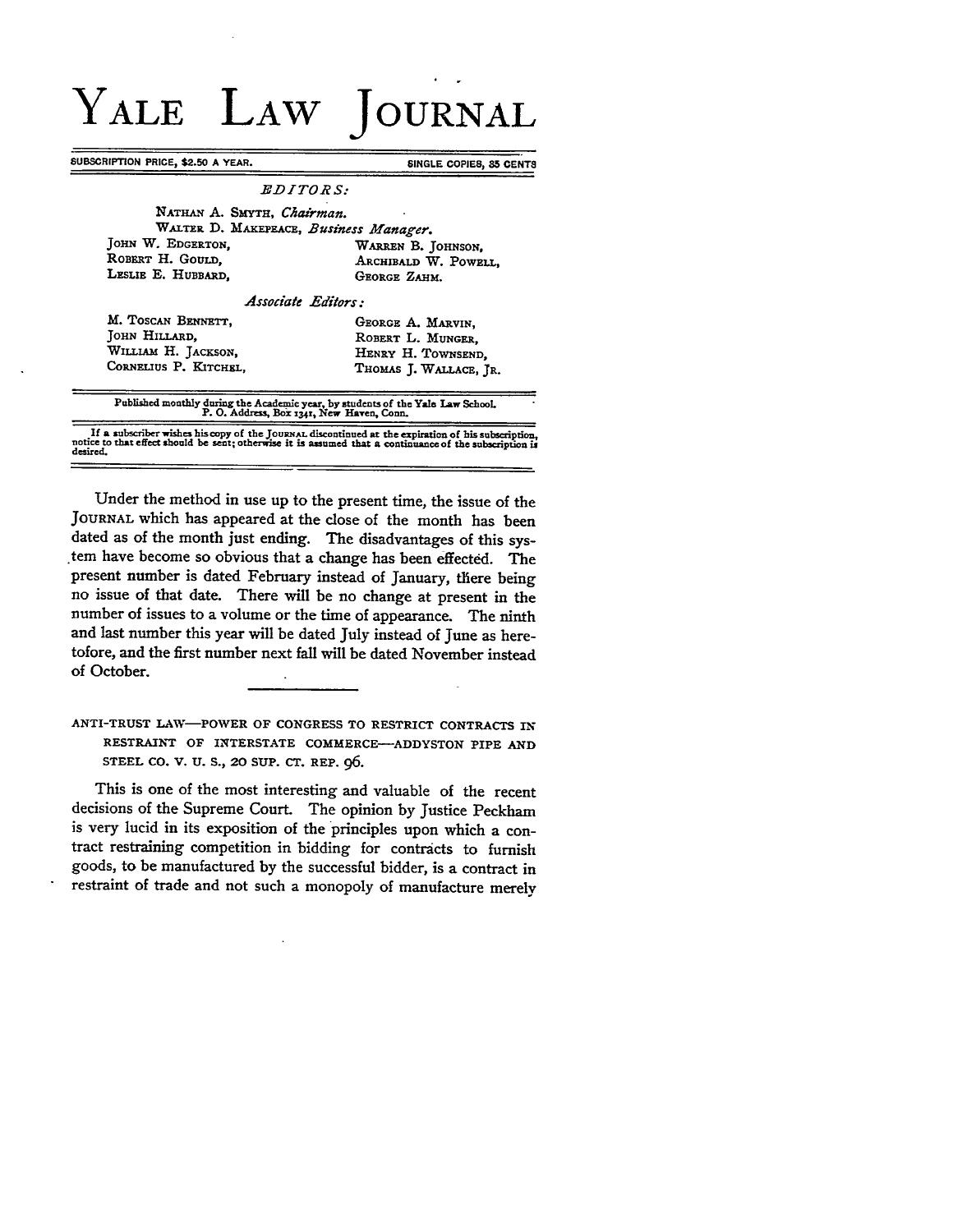# YALE LAW JOURNAL

SUBSCRIPTION PRICE, $2.50 A YEAR. SINGLE COPIES, 35 CENTS

*EDITORS:*

NATHAN A. SMYTH, *Chairman.*
WALTER D. MAKEPEACE, *Business Manager.*

JOHN W. EDGERTON, WARREN B. JOHNSON,
ROBERT H. GOULD, ARCHIBALD W. POWELL,
LESLIE E. HUBBARD, GEORGE ZAHM.

*Associate Editors:*

M. TOSCAN BENNETT, GEORGE A. MARVIN,
JOHN HILLARD, ROBERT L. MUNGER,
WILLIAM H. JACKSON, HENRY H. TOWNSEND,
CORNELIUS P. KITCHEL, THOMAS J. WALLACE, JR.

Published monthly during the Academic year, by students of the Yale Law School.
P. O. Address, Box 1341, New Haven, Conn.

If a subscriber wishes his copy of the JOURNAL discontinued at the expiration of his subscription, notice to that effect should be sent; otherwise it is assumed that a continuance of the subscription is desired.

---

Under the method in use up to the present time, the issue of the JOURNAL which has appeared at the close of the month has been dated as of the month just ending. The disadvantages of this system have become so obvious that a change has been effected. The present number is dated February instead of January, there being no issue of that date. There will be no change at present in the number of issues to a volume or the time of appearance. The ninth and last number this year will be dated July instead of June as heretofore, and the first number next fall will be dated November instead of October.

---

ANTI-TRUST LAW—POWER OF CONGRESS TO RESTRICT CONTRACTS IN RESTRAINT OF INTERSTATE COMMERCE—ADDYSTON PIPE AND STEEL CO. V. U. S., 20 SUP. CT. REP. 96.

This is one of the most interesting and valuable of the recent decisions of the Supreme Court. The opinion by Justice Peckham is very lucid in its exposition of the principles upon which a contract restraining competition in bidding for contracts to furnish goods, to be manufactured by the successful bidder, is a contract in restraint of trade and not such a monopoly of manufacture merely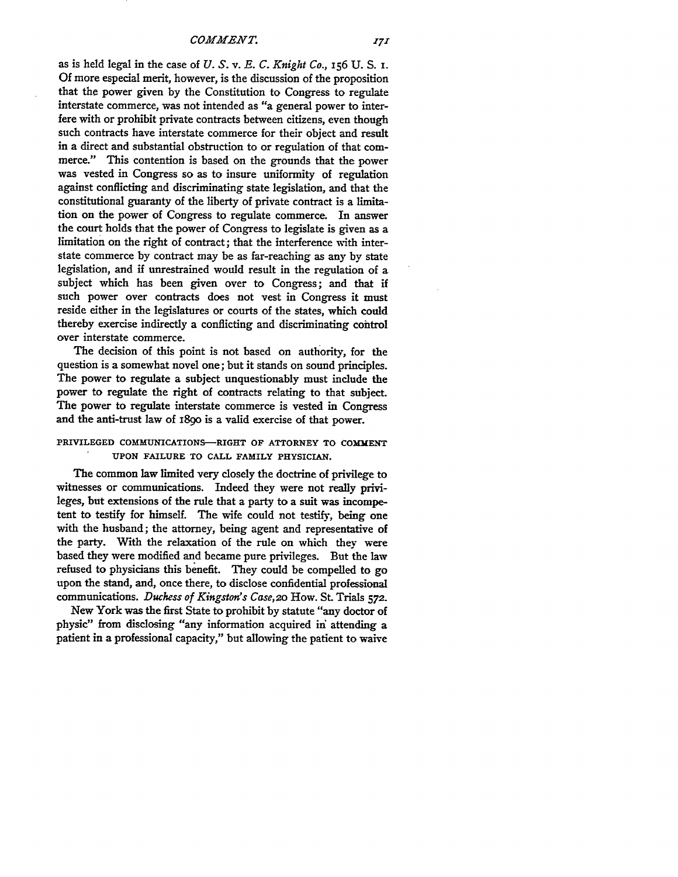as is held legal in the case of *U. S.* v. *E. C. Knight Co.*, 156 U. S. 1. Of more especial merit, however, is the discussion of the proposition that the power given by the Constitution to Congress to regulate interstate commerce, was not intended as "a general power to interfere with or prohibit private contracts between citizens, even though such contracts have interstate commerce for their object and result in a direct and substantial obstruction to or regulation of that commerce." This contention is based on the grounds that the power was vested in Congress so as to insure uniformity of regulation against conflicting and discriminating state legislation, and that the constitutional guaranty of the liberty of private contract is a limitation on the power of Congress to regulate commerce. In answer the court holds that the power of Congress to legislate is given as a limitation on the right of contract; that the interference with interstate commerce by contract may be as far-reaching as any by state legislation, and if unrestrained would result in the regulation of a subject which has been given over to Congress; and that if such power over contracts does not vest in Congress it must reside either in the legislatures or courts of the states, which could thereby exercise indirectly a conflicting and discriminating control over interstate commerce.

The decision of this point is not based on authority, for the question is a somewhat novel one; but it stands on sound principles. The power to regulate a subject unquestionably must include the power to regulate the right of contracts relating to that subject. The power to regulate interstate commerce is vested in Congress and the anti-trust law of 1890 is a valid exercise of that power.

### PRIVILEGED COMMUNICATIONS—RIGHT OF ATTORNEY TO COMMENT UPON FAILURE TO CALL FAMILY PHYSICIAN.

The common law limited very closely the doctrine of privilege to witnesses or communications. Indeed they were not really privileges, but extensions of the rule that a party to a suit was incompetent to testify for himself. The wife could not testify, being one with the husband; the attorney, being agent and representative of the party. With the relaxation of the rule on which they were based they were modified and became pure privileges. But the law refused to physicians this benefit. They could be compelled to go upon the stand, and, once there, to disclose confidential professional communications. *Duchess of Kingston's Case*, 20 How. St. Trials 572.

New York was the first State to prohibit by statute "any doctor of physic" from disclosing "any information acquired in attending a patient in a professional capacity," but allowing the patient to waive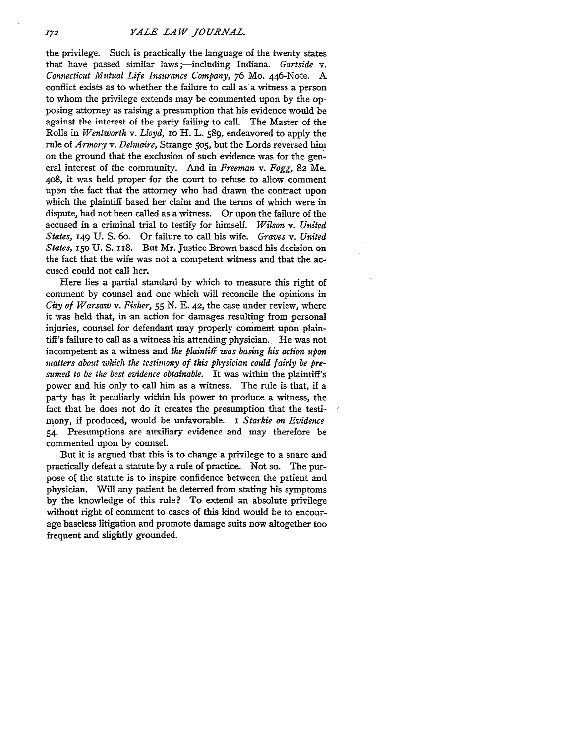the privilege. Such is practically the language of the twenty states that have passed similar laws;—including Indiana. *Gartside* v. *Connecticut Mutual Life Insurance Company*, 76 Mo. 446-Note. A conflict exists as to whether the failure to call as a witness a person to whom the privilege extends may be commented upon by the opposing attorney as raising a presumption that his evidence would be against the interest of the party failing to call. The Master of the Rolls in *Wentworth* v. *Lloyd*, 10 H. L. 589, endeavored to apply the rule of *Armory* v. *Delmaire*, Strange 505, but the Lords reversed him on the ground that the exclusion of such evidence was for the general interest of the community. And in *Freeman* v. *Fogg*, 82 Me. 408, it was held proper for the court to refuse to allow comment upon the fact that the attorney who had drawn the contract upon which the plaintiff based her claim and the terms of which were in dispute, had not been called as a witness. Or upon the failure of the accused in a criminal trial to testify for himself. *Wilson* v. *United States*, 149 U. S. 60. Or failure to call his wife. *Graves* v. *United States*, 150 U. S. 118. But Mr. Justice Brown based his decision on the fact that the wife was not a competent witness and that the accused could not call her.

Here lies a partial standard by which to measure this right of comment by counsel and one which will reconcile the opinions in *City of Warsaw* v. *Fisher*, 55 N. E. 42, the case under review, where it was held that, in an action for damages resulting from personal injuries, counsel for defendant may properly comment upon plaintiff's failure to call as a witness his attending physician. He was not incompetent as a witness and *the plaintiff was basing his action upon matters about which the testimony of this physician could fairly be presumed to be the best evidence obtainable.* It was within the plaintiff's power and his only to call him as a witness. The rule is that, if a party has it peculiarly within his power to produce a witness, the fact that he does not do it creates the presumption that the testimony, if produced, would be unfavorable. 1 *Starkie on Evidence* 54. Presumptions are auxiliary evidence and may therefore be commented upon by counsel.

But it is argued that this is to change a privilege to a snare and practically defeat a statute by a rule of practice. Not so. The purpose of the statute is to inspire confidence between the patient and physician. Will any patient be deterred from stating his symptoms by the knowledge of this rule? To extend an absolute privilege without right of comment to cases of this kind would be to encourage baseless litigation and promote damage suits now altogether too frequent and slightly grounded.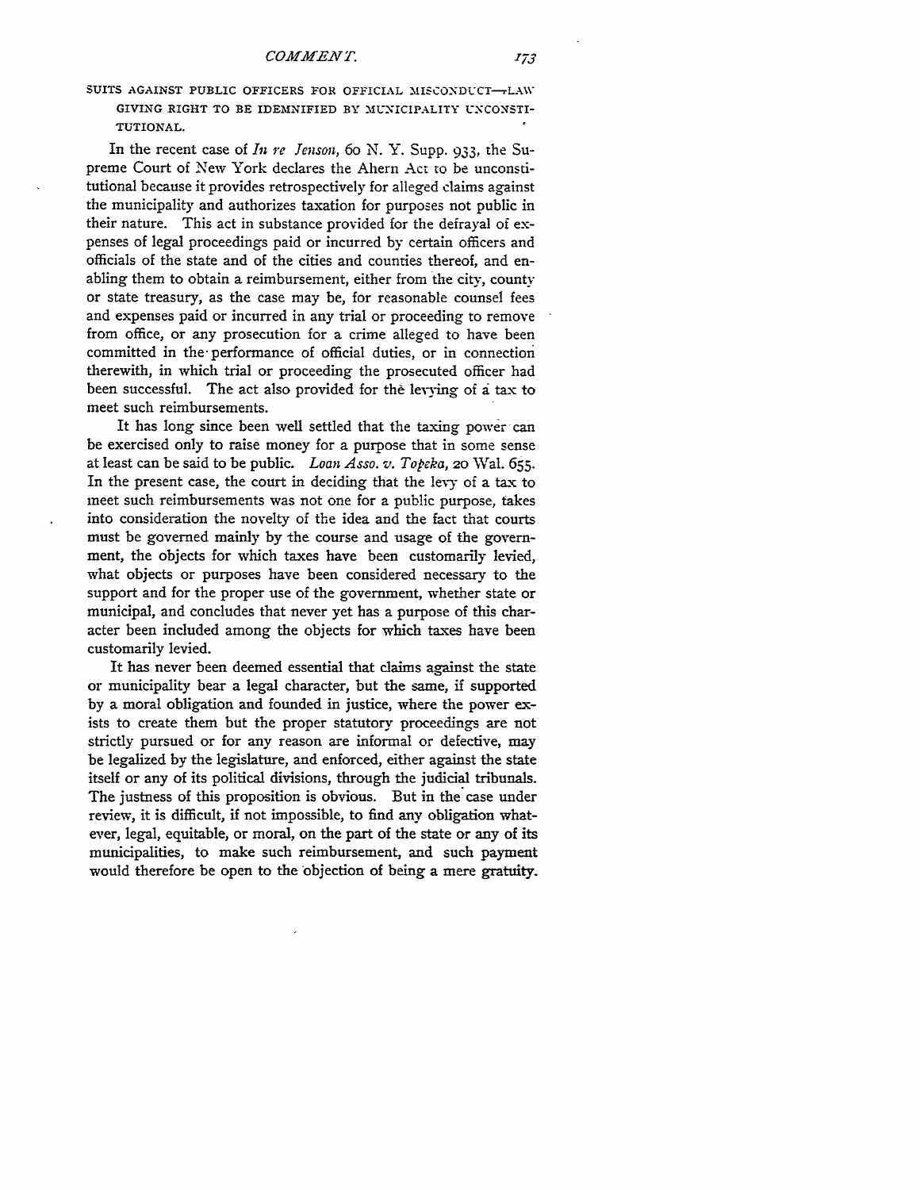SUITS AGAINST PUBLIC OFFICERS FOR OFFICIAL MISCONDUCT—LAW GIVING RIGHT TO BE IDEMNIFIED BY MUNICIPALITY UNCONSTITUTIONAL.

In the recent case of *In re Jenson*, 60 N. Y. Supp. 933, the Supreme Court of New York declares the Ahern Act to be unconstitutional because it provides retrospectively for alleged claims against the municipality and authorizes taxation for purposes not public in their nature. This act in substance provided for the defrayal of expenses of legal proceedings paid or incurred by certain officers and officials of the state and of the cities and counties thereof, and enabling them to obtain a reimbursement, either from the city, county or state treasury, as the case may be, for reasonable counsel fees and expenses paid or incurred in any trial or proceeding to remove from office, or any prosecution for a crime alleged to have been committed in the performance of official duties, or in connection therewith, in which trial or proceeding the prosecuted officer had been successful. The act also provided for the levying of a tax to meet such reimbursements.

It has long since been well settled that the taxing power can be exercised only to raise money for a purpose that in some sense at least can be said to be public. *Loan Asso. v. Topeka*, 20 Wal. 655. In the present case, the court in deciding that the levy of a tax to meet such reimbursements was not one for a public purpose, takes into consideration the novelty of the idea and the fact that courts must be governed mainly by the course and usage of the government, the objects for which taxes have been customarily levied, what objects or purposes have been considered necessary to the support and for the proper use of the government, whether state or municipal, and concludes that never yet has a purpose of this character been included among the objects for which taxes have been customarily levied.

It has never been deemed essential that claims against the state or municipality bear a legal character, but the same, if supported by a moral obligation and founded in justice, where the power exists to create them but the proper statutory proceedings are not strictly pursued or for any reason are informal or defective, may be legalized by the legislature, and enforced, either against the state itself or any of its political divisions, through the judicial tribunals. The justness of this proposition is obvious. But in the case under review, it is difficult, if not impossible, to find any obligation whatever, legal, equitable, or moral, on the part of the state or any of its municipalities, to make such reimbursement, and such payment would therefore be open to the objection of being a mere gratuity.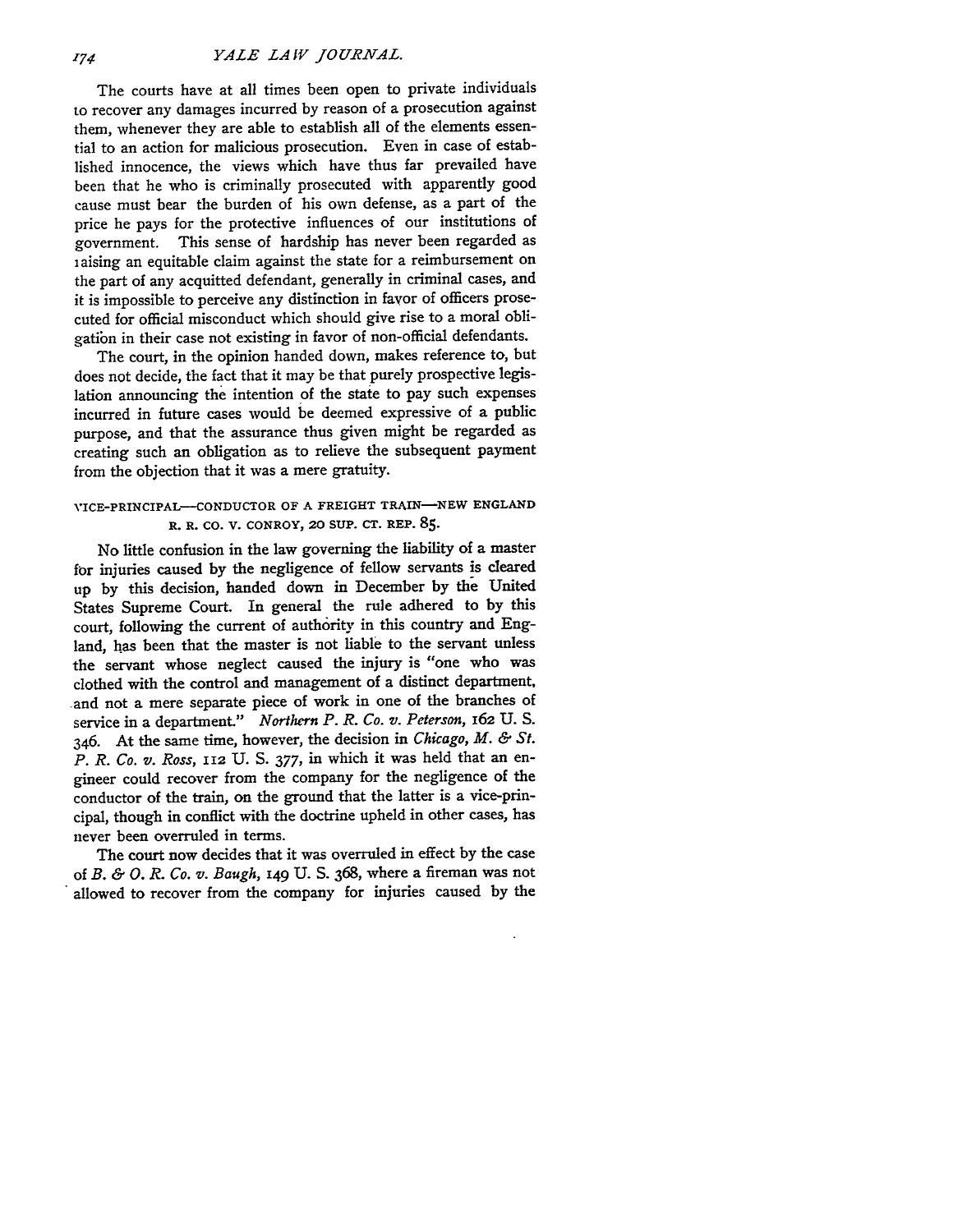The courts have at all times been open to private individuals to recover any damages incurred by reason of a prosecution against them, whenever they are able to establish all of the elements essential to an action for malicious prosecution. Even in case of established innocence, the views which have thus far prevailed have been that he who is criminally prosecuted with apparently good cause must bear the burden of his own defense, as a part of the price he pays for the protective influences of our institutions of government. This sense of hardship has never been regarded as raising an equitable claim against the state for a reimbursement on the part of any acquitted defendant, generally in criminal cases, and it is impossible to perceive any distinction in favor of officers prosecuted for official misconduct which should give rise to a moral obligation in their case not existing in favor of non-official defendants.

The court, in the opinion handed down, makes reference to, but does not decide, the fact that it may be that purely prospective legislation announcing the intention of the state to pay such expenses incurred in future cases would be deemed expressive of a public purpose, and that the assurance thus given might be regarded as creating such an obligation as to relieve the subsequent payment from the objection that it was a mere gratuity.

### VICE-PRINCIPAL—CONDUCTOR OF A FREIGHT TRAIN—NEW ENGLAND R. R. CO. V. CONROY, 20 SUP. CT. REP. 85.

No little confusion in the law governing the liability of a master for injuries caused by the negligence of fellow servants is cleared up by this decision, handed down in December by the United States Supreme Court. In general the rule adhered to by this court, following the current of authority in this country and England, has been that the master is not liable to the servant unless the servant whose neglect caused the injury is "one who was clothed with the control and management of a distinct department, and not a mere separate piece of work in one of the branches of service in a department." *Northern P. R. Co. v. Peterson*, 162 U. S. 346. At the same time, however, the decision in *Chicago, M. & St. P. R. Co. v. Ross*, 112 U. S. 377, in which it was held that an engineer could recover from the company for the negligence of the conductor of the train, on the ground that the latter is a vice-principal, though in conflict with the doctrine upheld in other cases, has never been overruled in terms.

The court now decides that it was overruled in effect by the case of *B. & O. R. Co. v. Baugh*, 149 U. S. 368, where a fireman was not allowed to recover from the company for injuries caused by the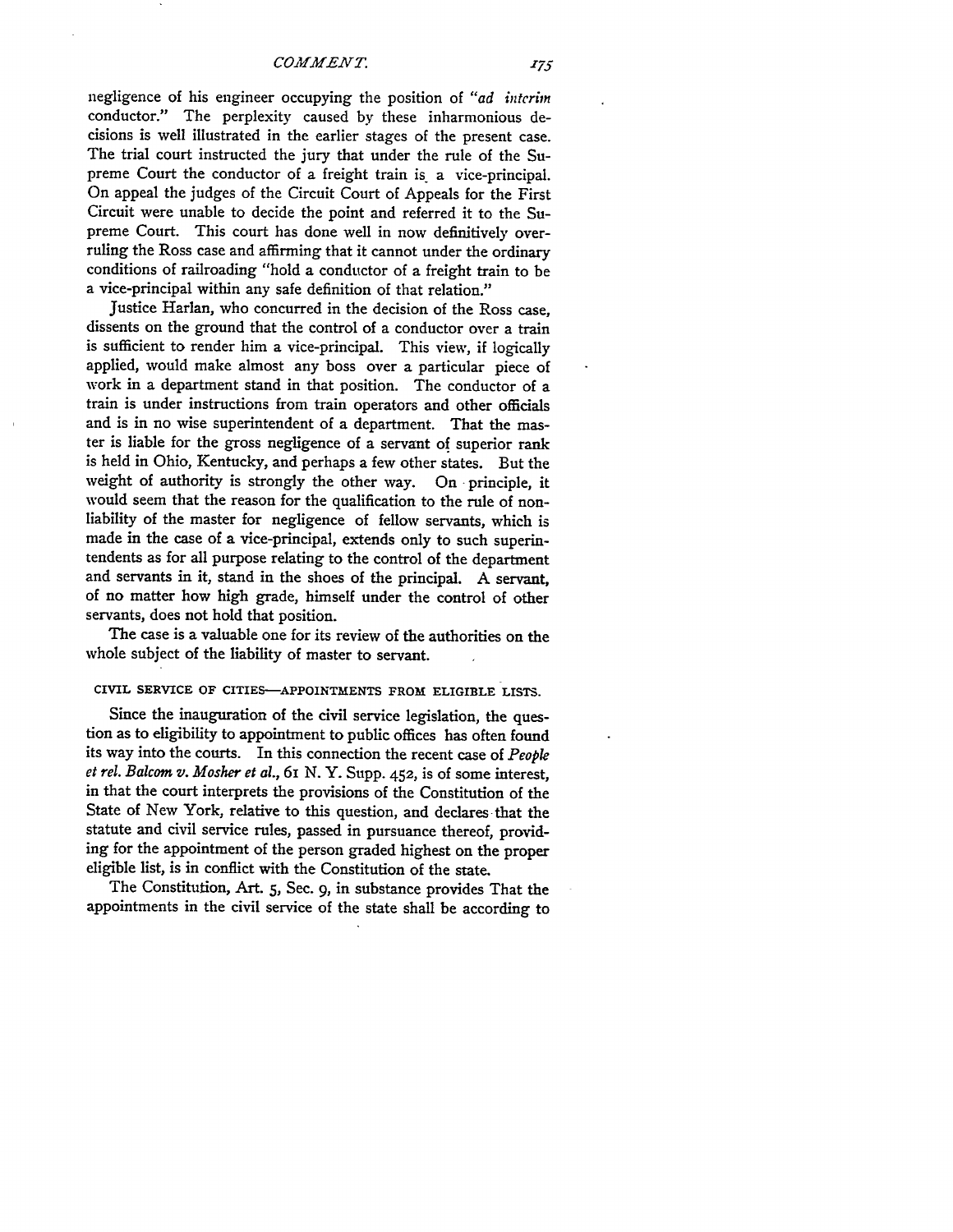negligence of his engineer occupying the position of "*ad interim* conductor." The perplexity caused by these inharmonious decisions is well illustrated in the earlier stages of the present case. The trial court instructed the jury that under the rule of the Supreme Court the conductor of a freight train is a vice-principal. On appeal the judges of the Circuit Court of Appeals for the First Circuit were unable to decide the point and referred it to the Supreme Court. This court has done well in now definitively overruling the Ross case and affirming that it cannot under the ordinary conditions of railroading "hold a conductor of a freight train to be a vice-principal within any safe definition of that relation."

Justice Harlan, who concurred in the decision of the Ross case, dissents on the ground that the control of a conductor over a train is sufficient to render him a vice-principal. This view, if logically applied, would make almost any boss over a particular piece of work in a department stand in that position. The conductor of a train is under instructions from train operators and other officials and is in no wise superintendent of a department. That the master is liable for the gross negligence of a servant of superior rank is held in Ohio, Kentucky, and perhaps a few other states. But the weight of authority is strongly the other way. On principle, it would seem that the reason for the qualification to the rule of nonliability of the master for negligence of fellow servants, which is made in the case of a vice-principal, extends only to such superintendents as for all purpose relating to the control of the department and servants in it, stand in the shoes of the principal. A servant, of no matter how high grade, himself under the control of other servants, does not hold that position.

The case is a valuable one for its review of the authorities on the whole subject of the liability of master to servant.

## CIVIL SERVICE OF CITIES—APPOINTMENTS FROM ELIGIBLE LISTS.

Since the inauguration of the civil service legislation, the question as to eligibility to appointment to public offices has often found its way into the courts. In this connection the recent case of *People et rel. Balcom v. Mosher et al.*, 61 N. Y. Supp. 452, is of some interest, in that the court interprets the provisions of the Constitution of the State of New York, relative to this question, and declares that the statute and civil service rules, passed in pursuance thereof, providing for the appointment of the person graded highest on the proper eligible list, is in conflict with the Constitution of the state.

The Constitution, Art. 5, Sec. 9, in substance provides That the appointments in the civil service of the state shall be according to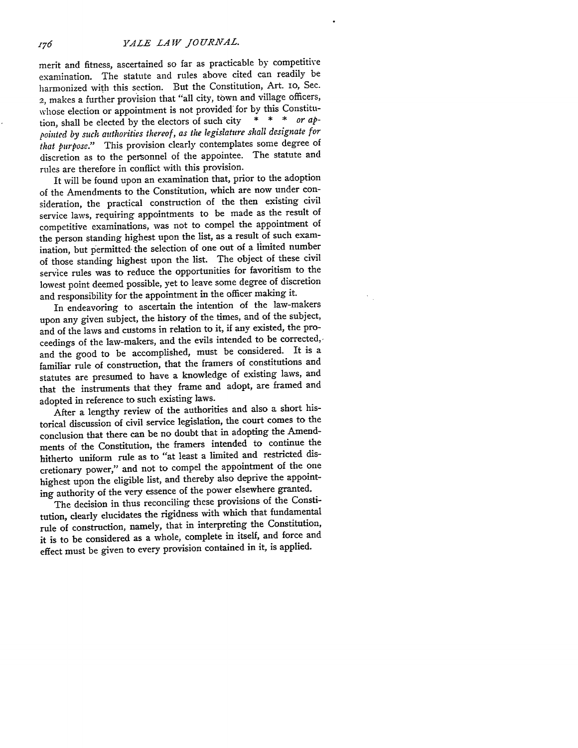merit and fitness, ascertained so far as practicable by competitive examination. The statute and rules above cited can readily be harmonized with this section. But the Constitution, Art. 10, Sec. 2, makes a further provision that "all city, town and village officers, whose election or appointment is not provided for by this Constitution, shall be elected by the electors of such city * * * *or appointed by such authorities thereof, as the legislature shall designate for that purpose.*" This provision clearly contemplates some degree of discretion as to the personnel of the appointee. The statute and rules are therefore in conflict with this provision.

It will be found upon an examination that, prior to the adoption of the Amendments to the Constitution, which are now under consideration, the practical construction of the then existing civil service laws, requiring appointments to be made as the result of competitive examinations, was not to compel the appointment of the person standing highest upon the list, as a result of such examination, but permitted the selection of one out of a limited number of those standing highest upon the list. The object of these civil service rules was to reduce the opportunities for favoritism to the lowest point deemed possible, yet to leave some degree of discretion and responsibility for the appointment in the officer making it.

In endeavoring to ascertain the intention of the law-makers upon any given subject, the history of the times, and of the subject, and of the laws and customs in relation to it, if any existed, the proceedings of the law-makers, and the evils intended to be corrected, and the good to be accomplished, must be considered. It is a familiar rule of construction, that the framers of constitutions and statutes are presumed to have a knowledge of existing laws, and that the instruments that they frame and adopt, are framed and adopted in reference to such existing laws.

After a lengthy review of the authorities and also a short historical discussion of civil service legislation, the court comes to the conclusion that there can be no doubt that in adopting the Amendments of the Constitution, the framers intended to continue the hitherto uniform rule as to "at least a limited and restricted discretionary power," and not to compel the appointment of the one highest upon the eligible list, and thereby also deprive the appointing authority of the very essence of the power elsewhere granted.

The decision in thus reconciling these provisions of the Constitution, clearly elucidates the rigidness with which that fundamental rule of construction, namely, that in interpreting the Constitution, it is to be considered as a whole, complete in itself, and force and effect must be given to every provision contained in it, is applied.